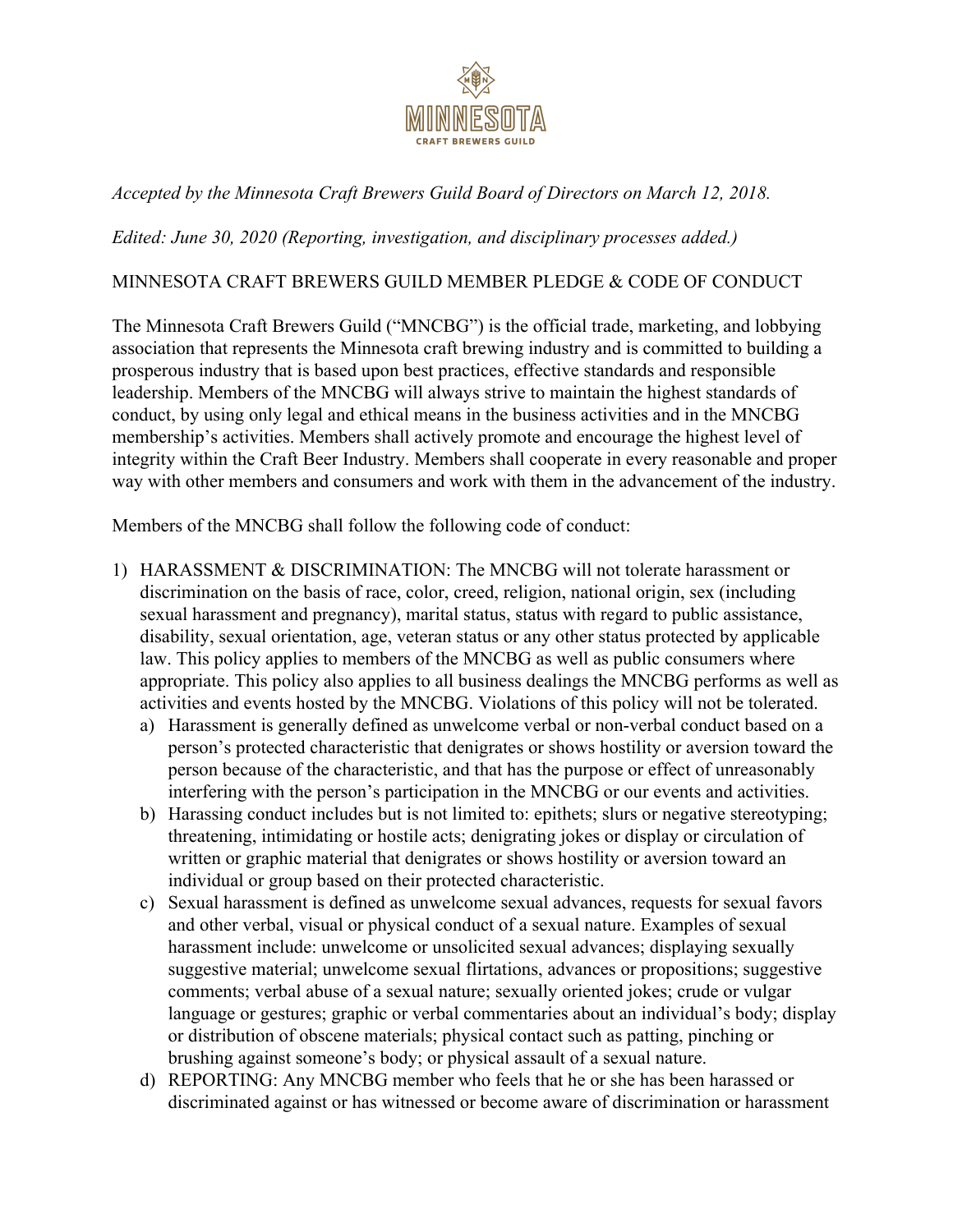MINNESOTA CRAFT BREWERS GUILD

*Accepted by the Minnesota Craft Brewers Guild Board of Directors on March 12, 2018.*

*Edited: June 30, 2020 (Reporting, investigation, and disciplinary processes added.)*

MINNESOTA CRAFT BREWERS GUILD MEMBER PLEDGE & CODE OF CONDUCT

The Minnesota Craft Brewers Guild ("MNCBG") is the official trade, marketing, and lobbying association that represents the Minnesota craft brewing industry and is committed to building a prosperous industry that is based upon best practices, effective standards and responsible leadership. Members of the MNCBG will always strive to maintain the highest standards of conduct, by using only legal and ethical means in the business activities and in the MNCBG membership's activities. Members shall actively promote and encourage the highest level of integrity within the Craft Beer Industry. Members shall cooperate in every reasonable and proper way with other members and consumers and work with them in the advancement of the industry.

Members of the MNCBG shall follow the following code of conduct:

1) HARASSMENT & DISCRIMINATION: The MNCBG will not tolerate harassment or discrimination on the basis of race, color, creed, religion, national origin, sex (including sexual harassment and pregnancy), marital status, status with regard to public assistance, disability, sexual orientation, age, veteran status or any other status protected by applicable law. This policy applies to members of the MNCBG as well as public consumers where appropriate. This policy also applies to all business dealings the MNCBG performs as well as activities and events hosted by the MNCBG. Violations of this policy will not be tolerated.
   a) Harassment is generally defined as unwelcome verbal or non-verbal conduct based on a person's protected characteristic that denigrates or shows hostility or aversion toward the person because of the characteristic, and that has the purpose or effect of unreasonably interfering with the person's participation in the MNCBG or our events and activities.
   b) Harassing conduct includes but is not limited to: epithets; slurs or negative stereotyping; threatening, intimidating or hostile acts; denigrating jokes or display or circulation of written or graphic material that denigrates or shows hostility or aversion toward an individual or group based on their protected characteristic.
   c) Sexual harassment is defined as unwelcome sexual advances, requests for sexual favors and other verbal, visual or physical conduct of a sexual nature. Examples of sexual harassment include: unwelcome or unsolicited sexual advances; displaying sexually suggestive material; unwelcome sexual flirtations, advances or propositions; suggestive comments; verbal abuse of a sexual nature; sexually oriented jokes; crude or vulgar language or gestures; graphic or verbal commentaries about an individual's body; display or distribution of obscene materials; physical contact such as patting, pinching or brushing against someone's body; or physical assault of a sexual nature.
   d) REPORTING: Any MNCBG member who feels that he or she has been harassed or discriminated against or has witnessed or become aware of discrimination or harassment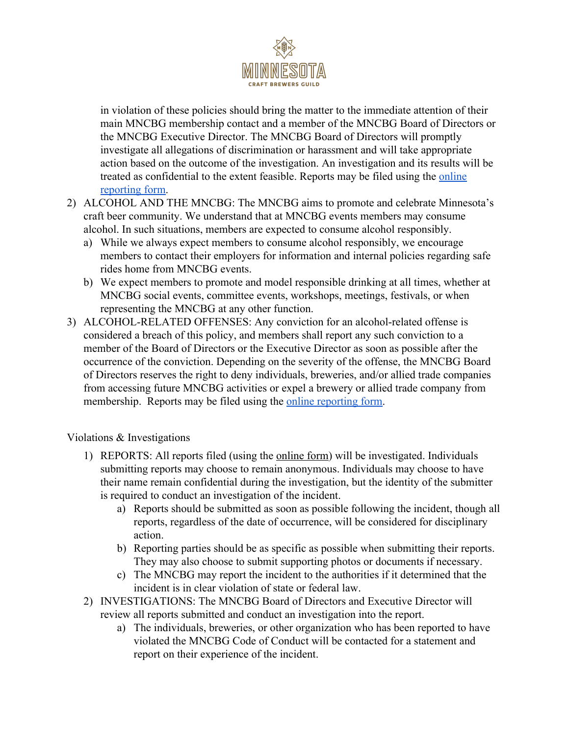in violation of these policies should bring the matter to the immediate attention of their main MNCBG membership contact and a member of the MNCBG Board of Directors or the MNCBG Executive Director. The MNCBG Board of Directors will promptly investigate all allegations of discrimination or harassment and will take appropriate action based on the outcome of the investigation. An investigation and its results will be treated as confidential to the extent feasible. Reports may be filed using the online reporting form.

2) ALCOHOL AND THE MNCBG: The MNCBG aims to promote and celebrate Minnesota's craft beer community. We understand that at MNCBG events members may consume alcohol. In such situations, members are expected to consume alcohol responsibly.
   a) While we always expect members to consume alcohol responsibly, we encourage members to contact their employers for information and internal policies regarding safe rides home from MNCBG events.
   b) We expect members to promote and model responsible drinking at all times, whether at MNCBG social events, committee events, workshops, meetings, festivals, or when representing the MNCBG at any other function.
3) ALCOHOL-RELATED OFFENSES: Any conviction for an alcohol-related offense is considered a breach of this policy, and members shall report any such conviction to a member of the Board of Directors or the Executive Director as soon as possible after the occurrence of the conviction. Depending on the severity of the offense, the MNCBG Board of Directors reserves the right to deny individuals, breweries, and/or allied trade companies from accessing future MNCBG activities or expel a brewery or allied trade company from membership. Reports may be filed using the online reporting form.

Violations & Investigations

1) REPORTS: All reports filed (using the online form) will be investigated. Individuals submitting reports may choose to remain anonymous. Individuals may choose to have their name remain confidential during the investigation, but the identity of the submitter is required to conduct an investigation of the incident.
   a) Reports should be submitted as soon as possible following the incident, though all reports, regardless of the date of occurrence, will be considered for disciplinary action.
   b) Reporting parties should be as specific as possible when submitting their reports. They may also choose to submit supporting photos or documents if necessary.
   c) The MNCBG may report the incident to the authorities if it determined that the incident is in clear violation of state or federal law.
2) INVESTIGATIONS: The MNCBG Board of Directors and Executive Director will review all reports submitted and conduct an investigation into the report.
   a) The individuals, breweries, or other organization who has been reported to have violated the MNCBG Code of Conduct will be contacted for a statement and report on their experience of the incident.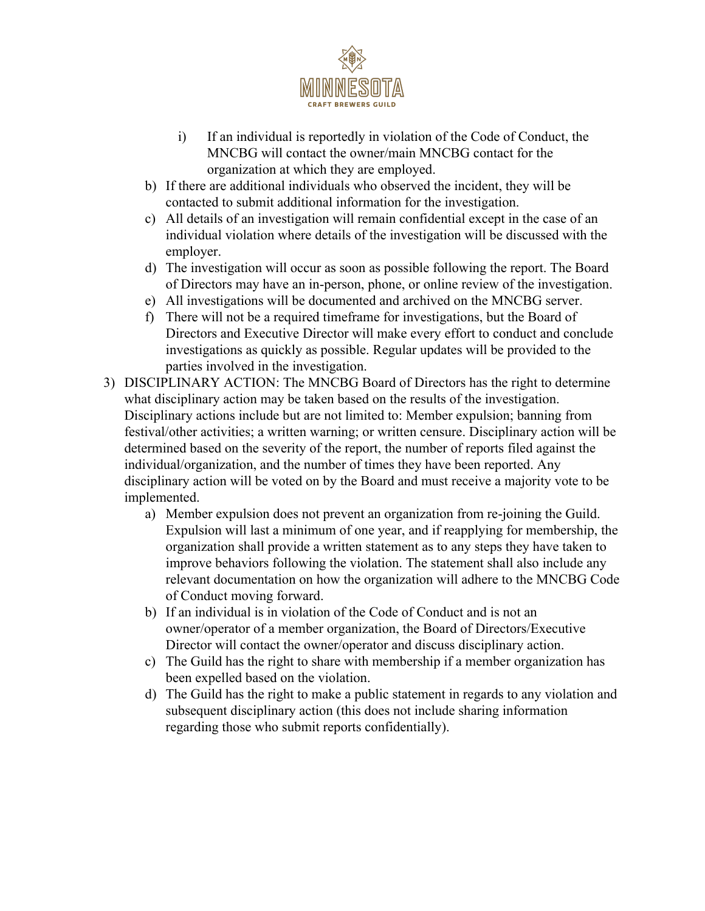i) If an individual is reportedly in violation of the Code of Conduct, the MNCBG will contact the owner/main MNCBG contact for the organization at which they are employed.

b) If there are additional individuals who observed the incident, they will be contacted to submit additional information for the investigation.

c) All details of an investigation will remain confidential except in the case of an individual violation where details of the investigation will be discussed with the employer.

d) The investigation will occur as soon as possible following the report. The Board of Directors may have an in-person, phone, or online review of the investigation.

e) All investigations will be documented and archived on the MNCBG server.

f) There will not be a required timeframe for investigations, but the Board of Directors and Executive Director will make every effort to conduct and conclude investigations as quickly as possible. Regular updates will be provided to the parties involved in the investigation.

3) DISCIPLINARY ACTION: The MNCBG Board of Directors has the right to determine what disciplinary action may be taken based on the results of the investigation. Disciplinary actions include but are not limited to: Member expulsion; banning from festival/other activities; a written warning; or written censure. Disciplinary action will be determined based on the severity of the report, the number of reports filed against the individual/organization, and the number of times they have been reported. Any disciplinary action will be voted on by the Board and must receive a majority vote to be implemented.

   a) Member expulsion does not prevent an organization from re-joining the Guild. Expulsion will last a minimum of one year, and if reapplying for membership, the organization shall provide a written statement as to any steps they have taken to improve behaviors following the violation. The statement shall also include any relevant documentation on how the organization will adhere to the MNCBG Code of Conduct moving forward.

   b) If an individual is in violation of the Code of Conduct and is not an owner/operator of a member organization, the Board of Directors/Executive Director will contact the owner/operator and discuss disciplinary action.

   c) The Guild has the right to share with membership if a member organization has been expelled based on the violation.

   d) The Guild has the right to make a public statement in regards to any violation and subsequent disciplinary action (this does not include sharing information regarding those who submit reports confidentially).